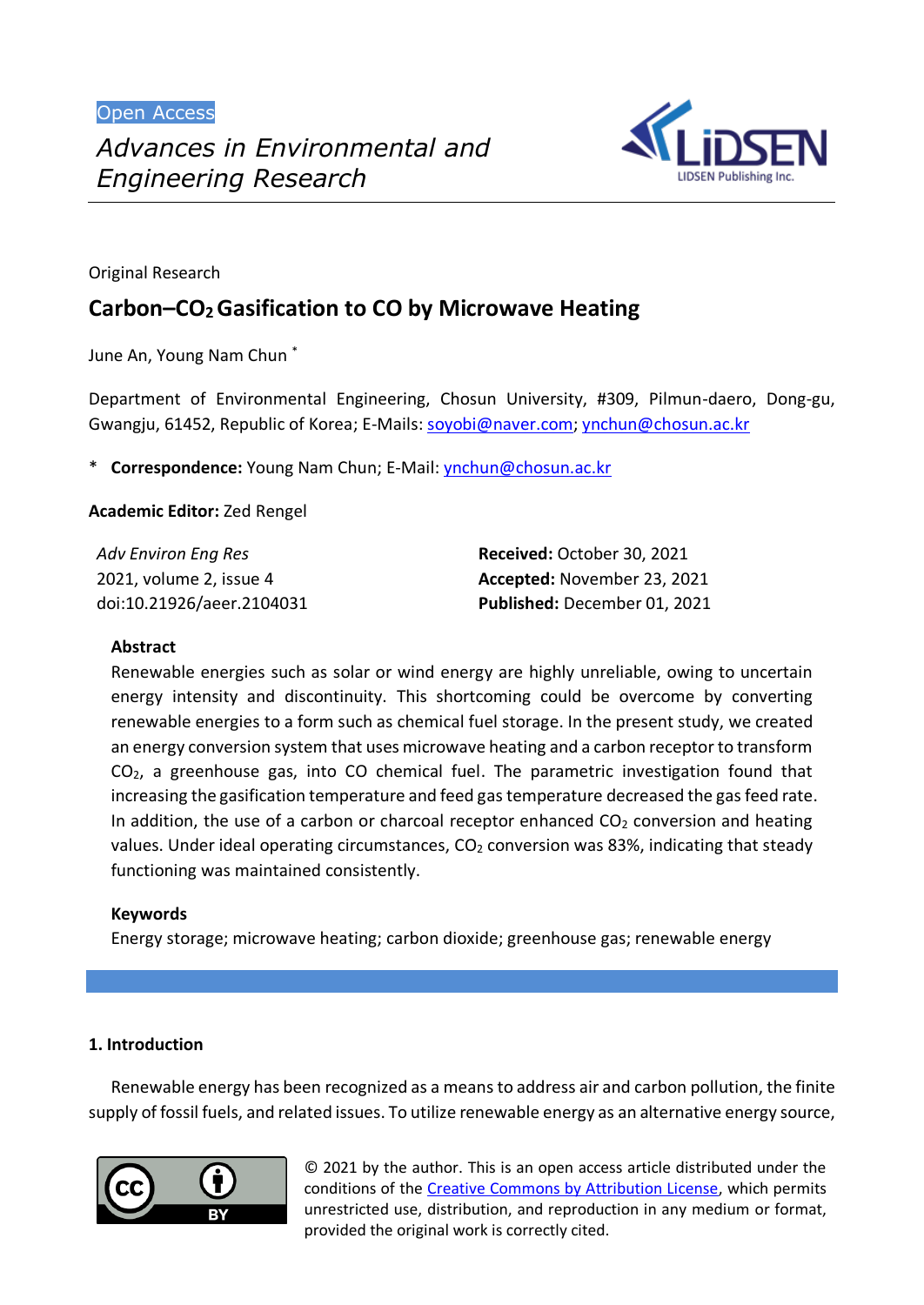Open Access

*Advances in Environmental and Engineering Research*

Original Research

# Carbon–$CO_2$ Gasification to CO by Microwave Heating

June An, Young Nam Chun *

Department of Environmental Engineering, Chosun University, #309, Pilmun-daero, Dong-gu, Gwangju, 61452, Republic of Korea; E-Mails: soyobi@naver.com; ynchun@chosun.ac.kr

* **Correspondence:** Young Nam Chun; E-Mail: ynchun@chosun.ac.kr

**Academic Editor:** Zed Rengel

*Adv Environ Eng Res*
2021, volume 2, issue 4
doi:10.21926/aeer.2104031

**Received:** October 30, 2021
**Accepted:** November 23, 2021
**Published:** December 01, 2021

### Abstract

Renewable energies such as solar or wind energy are highly unreliable, owing to uncertain energy intensity and discontinuity. This shortcoming could be overcome by converting renewable energies to a form such as chemical fuel storage. In the present study, we created an energy conversion system that uses microwave heating and a carbon receptor to transform $CO_2$, a greenhouse gas, into CO chemical fuel. The parametric investigation found that increasing the gasification temperature and feed gas temperature decreased the gas feed rate. In addition, the use of a carbon or charcoal receptor enhanced $CO_2$ conversion and heating values. Under ideal operating circumstances, $CO_2$ conversion was 83%, indicating that steady functioning was maintained consistently.

### Keywords

Energy storage; microwave heating; carbon dioxide; greenhouse gas; renewable energy

## 1. Introduction

Renewable energy has been recognized as a means to address air and carbon pollution, the finite supply of fossil fuels, and related issues. To utilize renewable energy as an alternative energy source,

© 2021 by the author. This is an open access article distributed under the conditions of the Creative Commons by Attribution License, which permits unrestricted use, distribution, and reproduction in any medium or format, provided the original work is correctly cited.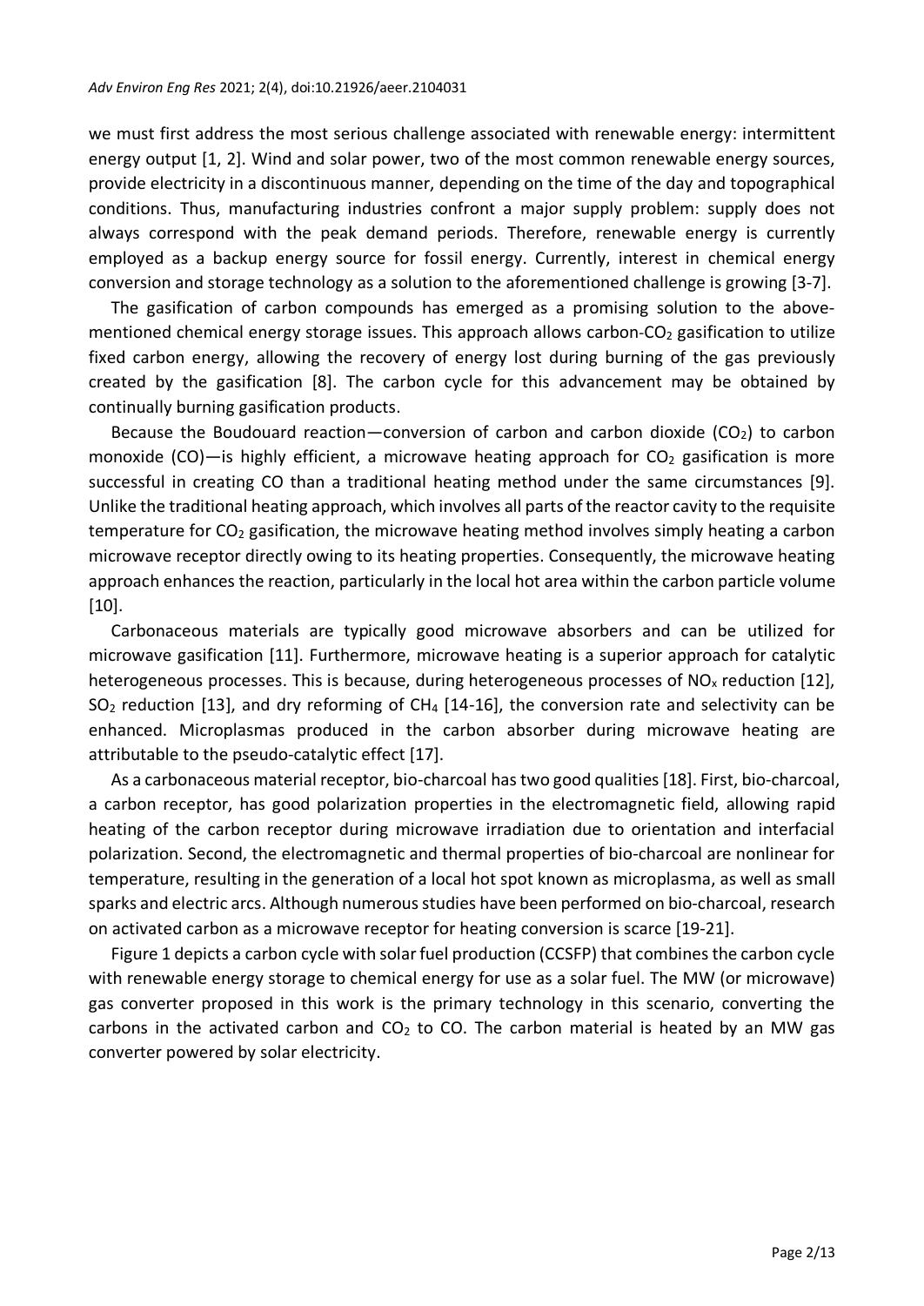we must first address the most serious challenge associated with renewable energy: intermittent energy output [1, 2]. Wind and solar power, two of the most common renewable energy sources, provide electricity in a discontinuous manner, depending on the time of the day and topographical conditions. Thus, manufacturing industries confront a major supply problem: supply does not always correspond with the peak demand periods. Therefore, renewable energy is currently employed as a backup energy source for fossil energy. Currently, interest in chemical energy conversion and storage technology as a solution to the aforementioned challenge is growing [3-7].

The gasification of carbon compounds has emerged as a promising solution to the above-mentioned chemical energy storage issues. This approach allows carbon-$CO_2$ gasification to utilize fixed carbon energy, allowing the recovery of energy lost during burning of the gas previously created by the gasification [8]. The carbon cycle for this advancement may be obtained by continually burning gasification products.

Because the Boudouard reaction—conversion of carbon and carbon dioxide ($CO_2$) to carbon monoxide (CO)—is highly efficient, a microwave heating approach for $CO_2$ gasification is more successful in creating CO than a traditional heating method under the same circumstances [9]. Unlike the traditional heating approach, which involves all parts of the reactor cavity to the requisite temperature for $CO_2$ gasification, the microwave heating method involves simply heating a carbon microwave receptor directly owing to its heating properties. Consequently, the microwave heating approach enhances the reaction, particularly in the local hot area within the carbon particle volume [10].

Carbonaceous materials are typically good microwave absorbers and can be utilized for microwave gasification [11]. Furthermore, microwave heating is a superior approach for catalytic heterogeneous processes. This is because, during heterogeneous processes of $NO_x$ reduction [12], $SO_2$ reduction [13], and dry reforming of $CH_4$ [14-16], the conversion rate and selectivity can be enhanced. Microplasmas produced in the carbon absorber during microwave heating are attributable to the pseudo-catalytic effect [17].

As a carbonaceous material receptor, bio-charcoal has two good qualities [18]. First, bio-charcoal, a carbon receptor, has good polarization properties in the electromagnetic field, allowing rapid heating of the carbon receptor during microwave irradiation due to orientation and interfacial polarization. Second, the electromagnetic and thermal properties of bio-charcoal are nonlinear for temperature, resulting in the generation of a local hot spot known as microplasma, as well as small sparks and electric arcs. Although numerous studies have been performed on bio-charcoal, research on activated carbon as a microwave receptor for heating conversion is scarce [19-21].

Figure 1 depicts a carbon cycle with solar fuel production (CCSFP) that combines the carbon cycle with renewable energy storage to chemical energy for use as a solar fuel. The MW (or microwave) gas converter proposed in this work is the primary technology in this scenario, converting the carbons in the activated carbon and $CO_2$ to CO. The carbon material is heated by an MW gas converter powered by solar electricity.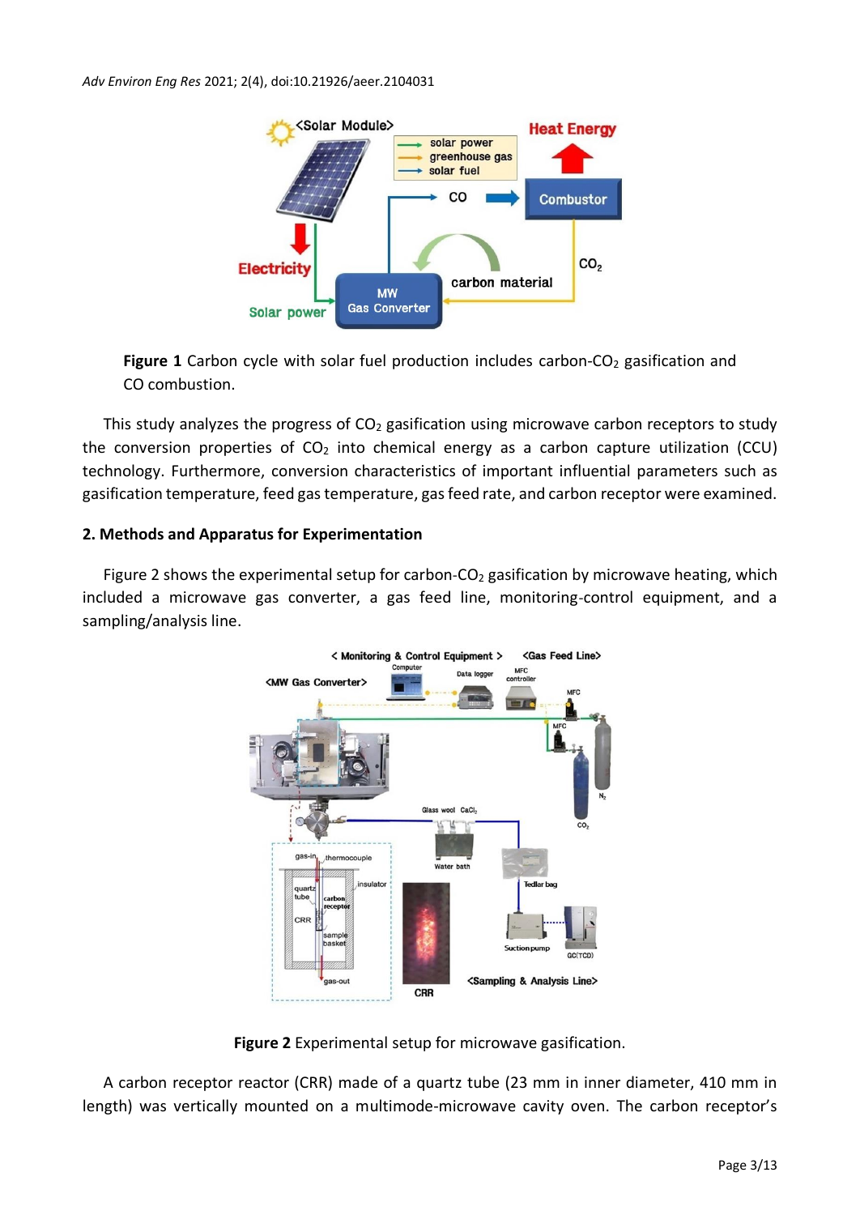**Figure 1** Carbon cycle with solar fuel production includes carbon-$CO_2$ gasification and CO combustion.

This study analyzes the progress of $CO_2$ gasification using microwave carbon receptors to study the conversion properties of $CO_2$ into chemical energy as a carbon capture utilization (CCU) technology. Furthermore, conversion characteristics of important influential parameters such as gasification temperature, feed gas temperature, gas feed rate, and carbon receptor were examined.

## 2. Methods and Apparatus for Experimentation

Figure 2 shows the experimental setup for carbon-$CO_2$ gasification by microwave heating, which included a microwave gas converter, a gas feed line, monitoring-control equipment, and a sampling/analysis line.

**Figure 2** Experimental setup for microwave gasification.

A carbon receptor reactor (CRR) made of a quartz tube (23 mm in inner diameter, 410 mm in length) was vertically mounted on a multimode-microwave cavity oven. The carbon receptor's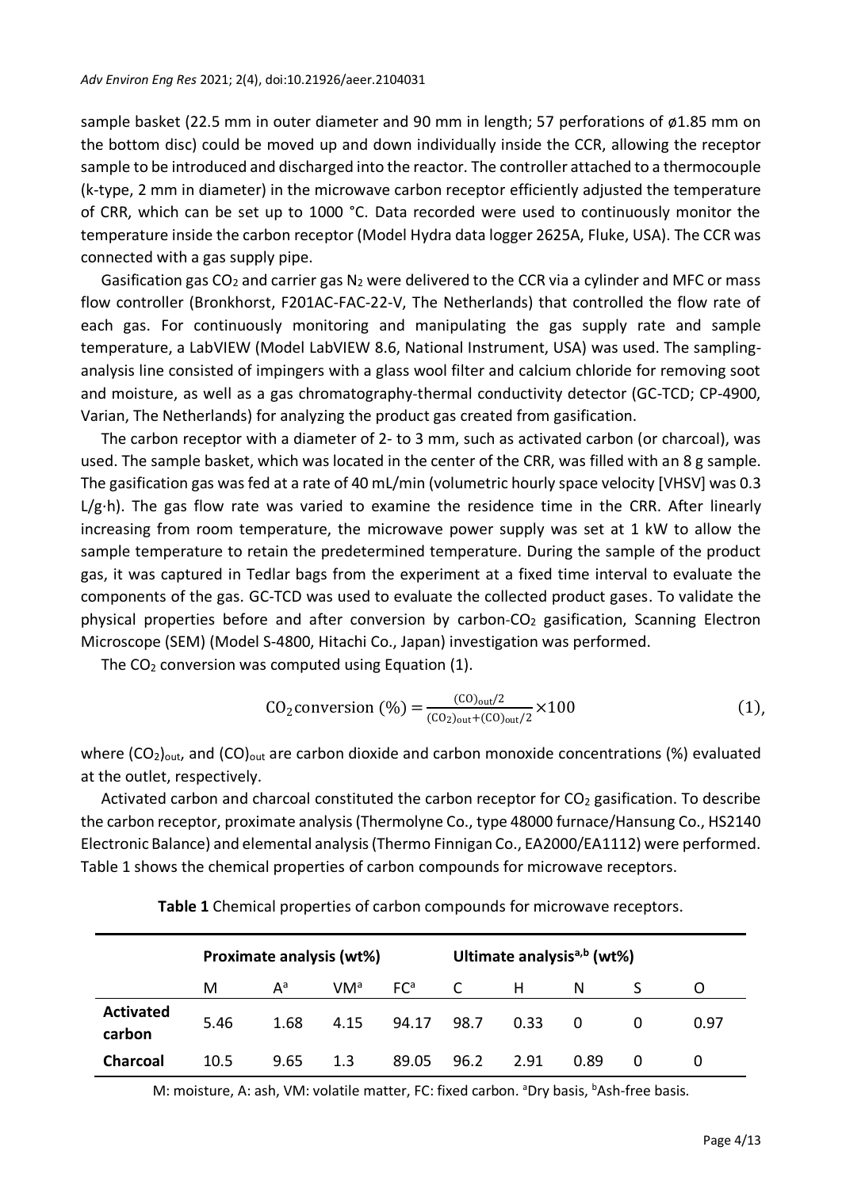sample basket (22.5 mm in outer diameter and 90 mm in length; 57 perforations of ø1.85 mm on the bottom disc) could be moved up and down individually inside the CCR, allowing the receptor sample to be introduced and discharged into the reactor. The controller attached to a thermocouple (k-type, 2 mm in diameter) in the microwave carbon receptor efficiently adjusted the temperature of CRR, which can be set up to 1000 °C. Data recorded were used to continuously monitor the temperature inside the carbon receptor (Model Hydra data logger 2625A, Fluke, USA). The CCR was connected with a gas supply pipe.

Gasification gas $CO_2$ and carrier gas $N_2$ were delivered to the CCR via a cylinder and MFC or mass flow controller (Bronkhorst, F201AC-FAC-22-V, The Netherlands) that controlled the flow rate of each gas. For continuously monitoring and manipulating the gas supply rate and sample temperature, a LabVIEW (Model LabVIEW 8.6, National Instrument, USA) was used. The sampling-analysis line consisted of impingers with a glass wool filter and calcium chloride for removing soot and moisture, as well as a gas chromatography-thermal conductivity detector (GC-TCD; CP-4900, Varian, The Netherlands) for analyzing the product gas created from gasification.

The carbon receptor with a diameter of 2- to 3 mm, such as activated carbon (or charcoal), was used. The sample basket, which was located in the center of the CRR, was filled with an 8 g sample. The gasification gas was fed at a rate of 40 mL/min (volumetric hourly space velocity [VHSV] was 0.3 L/g·h). The gas flow rate was varied to examine the residence time in the CRR. After linearly increasing from room temperature, the microwave power supply was set at 1 kW to allow the sample temperature to retain the predetermined temperature. During the sample of the product gas, it was captured in Tedlar bags from the experiment at a fixed time interval to evaluate the components of the gas. GC-TCD was used to evaluate the collected product gases. To validate the physical properties before and after conversion by carbon-$CO_2$ gasification, Scanning Electron Microscope (SEM) (Model S-4800, Hitachi Co., Japan) investigation was performed.

The $CO_2$ conversion was computed using Equation (1).

$$CO_2\,\text{conversion (\%)} = \frac{(CO)_{out}/2}{(CO_2)_{out}+(CO)_{out}/2} \times 100 \quad (1),$$

where $(CO_2)_{out}$, and $(CO)_{out}$ are carbon dioxide and carbon monoxide concentrations (%) evaluated at the outlet, respectively.

Activated carbon and charcoal constituted the carbon receptor for $CO_2$ gasification. To describe the carbon receptor, proximate analysis (Thermolyne Co., type 48000 furnace/Hansung Co., HS2140 Electronic Balance) and elemental analysis (Thermo Finnigan Co., EA2000/EA1112) were performed. Table 1 shows the chemical properties of carbon compounds for microwave receptors.

**Table 1** Chemical properties of carbon compounds for microwave receptors.

| | Proximate analysis (wt%) | | | | Ultimate analysis[a,b] (wt%) | | | | |
|---|---|---|---|---|---|---|---|---|---|
| | M | A[a] | VM[a] | FC[a] | C | H | N | S | O |
| **Activated carbon** | 5.46 | 1.68 | 4.15 | 94.17 | 98.7 | 0.33 | 0 | 0 | 0.97 |
| **Charcoal** | 10.5 | 9.65 | 1.3 | 89.05 | 96.2 | 2.91 | 0.89 | 0 | 0 |

M: moisture, A: ash, VM: volatile matter, FC: fixed carbon. [a]Dry basis, [b]Ash-free basis.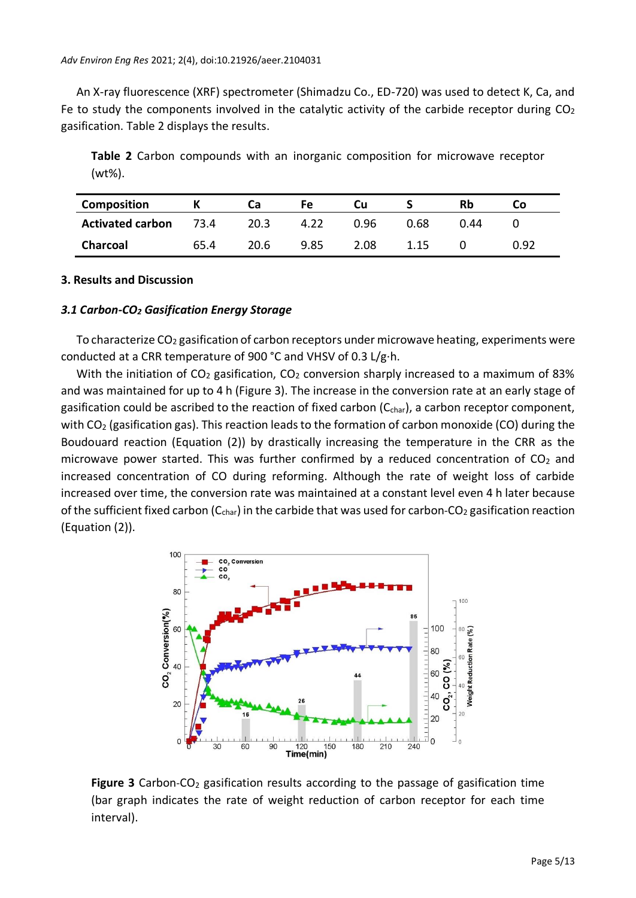An X-ray fluorescence (XRF) spectrometer (Shimadzu Co., ED-720) was used to detect K, Ca, and Fe to study the components involved in the catalytic activity of the carbide receptor during $CO_2$ gasification. Table 2 displays the results.

**Table 2** Carbon compounds with an inorganic composition for microwave receptor (wt%).

| Composition | K | Ca | Fe | Cu | S | Rb | Co |
|---|---|---|---|---|---|---|---|
| **Activated carbon** | 73.4 | 20.3 | 4.22 | 0.96 | 0.68 | 0.44 | 0 |
| **Charcoal** | 65.4 | 20.6 | 9.85 | 2.08 | 1.15 | 0 | 0.92 |

## 3. Results and Discussion

### *3.1 Carbon-$CO_2$ Gasification Energy Storage*

To characterize $CO_2$ gasification of carbon receptors under microwave heating, experiments were conducted at a CRR temperature of 900 °C and VHSV of 0.3 L/g·h.

With the initiation of $CO_2$ gasification, $CO_2$ conversion sharply increased to a maximum of 83% and was maintained for up to 4 h (Figure 3). The increase in the conversion rate at an early stage of gasification could be ascribed to the reaction of fixed carbon ($C_{char}$), a carbon receptor component, with $CO_2$ (gasification gas). This reaction leads to the formation of carbon monoxide (CO) during the Boudouard reaction (Equation (2)) by drastically increasing the temperature in the CRR as the microwave power started. This was further confirmed by a reduced concentration of $CO_2$ and increased concentration of CO during reforming. Although the rate of weight loss of carbide increased over time, the conversion rate was maintained at a constant level even 4 h later because of the sufficient fixed carbon ($C_{char}$) in the carbide that was used for carbon-$CO_2$ gasification reaction (Equation (2)).

**Figure 3** Carbon-$CO_2$ gasification results according to the passage of gasification time (bar graph indicates the rate of weight reduction of carbon receptor for each time interval).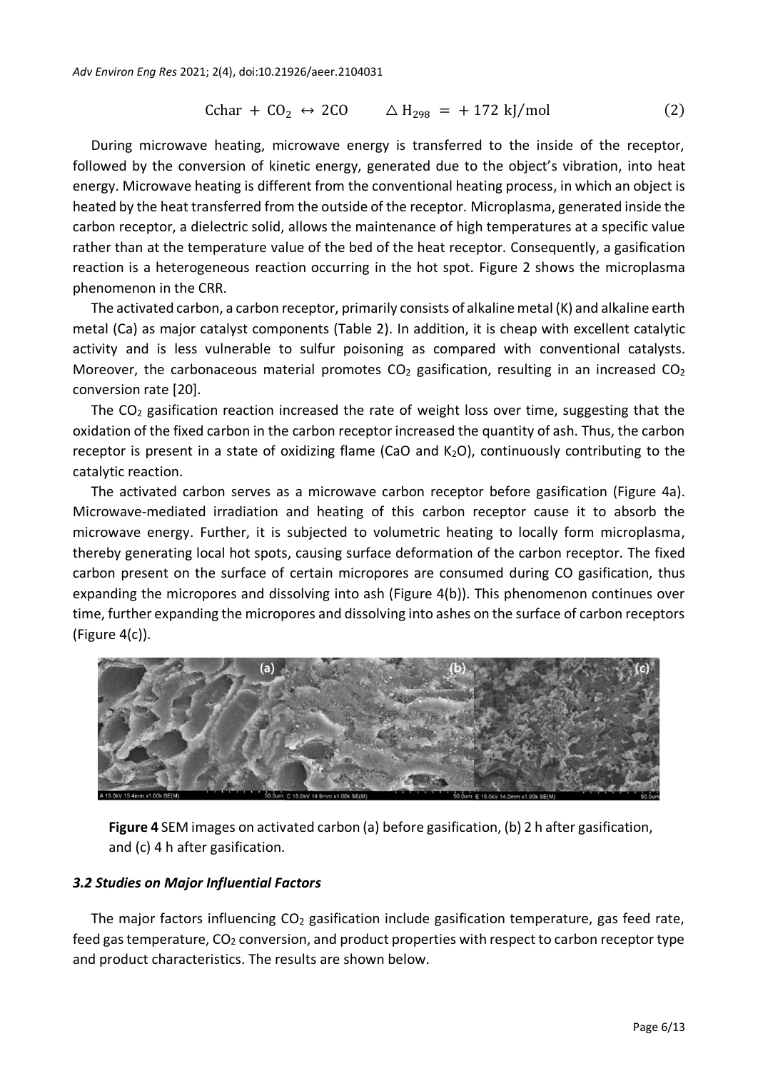$$\text{Cchar} + CO_2 \leftrightarrow 2CO \qquad \triangle H_{298} = +172 \text{ kJ/mol} \qquad (2)$$

During microwave heating, microwave energy is transferred to the inside of the receptor, followed by the conversion of kinetic energy, generated due to the object's vibration, into heat energy. Microwave heating is different from the conventional heating process, in which an object is heated by the heat transferred from the outside of the receptor. Microplasma, generated inside the carbon receptor, a dielectric solid, allows the maintenance of high temperatures at a specific value rather than at the temperature value of the bed of the heat receptor. Consequently, a gasification reaction is a heterogeneous reaction occurring in the hot spot. Figure 2 shows the microplasma phenomenon in the CRR.

The activated carbon, a carbon receptor, primarily consists of alkaline metal (K) and alkaline earth metal (Ca) as major catalyst components (Table 2). In addition, it is cheap with excellent catalytic activity and is less vulnerable to sulfur poisoning as compared with conventional catalysts. Moreover, the carbonaceous material promotes $CO_2$ gasification, resulting in an increased $CO_2$ conversion rate [20].

The $CO_2$ gasification reaction increased the rate of weight loss over time, suggesting that the oxidation of the fixed carbon in the carbon receptor increased the quantity of ash. Thus, the carbon receptor is present in a state of oxidizing flame (CaO and $K_2O$), continuously contributing to the catalytic reaction.

The activated carbon serves as a microwave carbon receptor before gasification (Figure 4a). Microwave-mediated irradiation and heating of this carbon receptor cause it to absorb the microwave energy. Further, it is subjected to volumetric heating to locally form microplasma, thereby generating local hot spots, causing surface deformation of the carbon receptor. The fixed carbon present on the surface of certain micropores are consumed during CO gasification, thus expanding the micropores and dissolving into ash (Figure 4(b)). This phenomenon continues over time, further expanding the micropores and dissolving into ashes on the surface of carbon receptors (Figure 4(c)).

**Figure 4** SEM images on activated carbon (a) before gasification, (b) 2 h after gasification, and (c) 4 h after gasification.

### *3.2 Studies on Major Influential Factors*

The major factors influencing $CO_2$ gasification include gasification temperature, gas feed rate, feed gas temperature, $CO_2$ conversion, and product properties with respect to carbon receptor type and product characteristics. The results are shown below.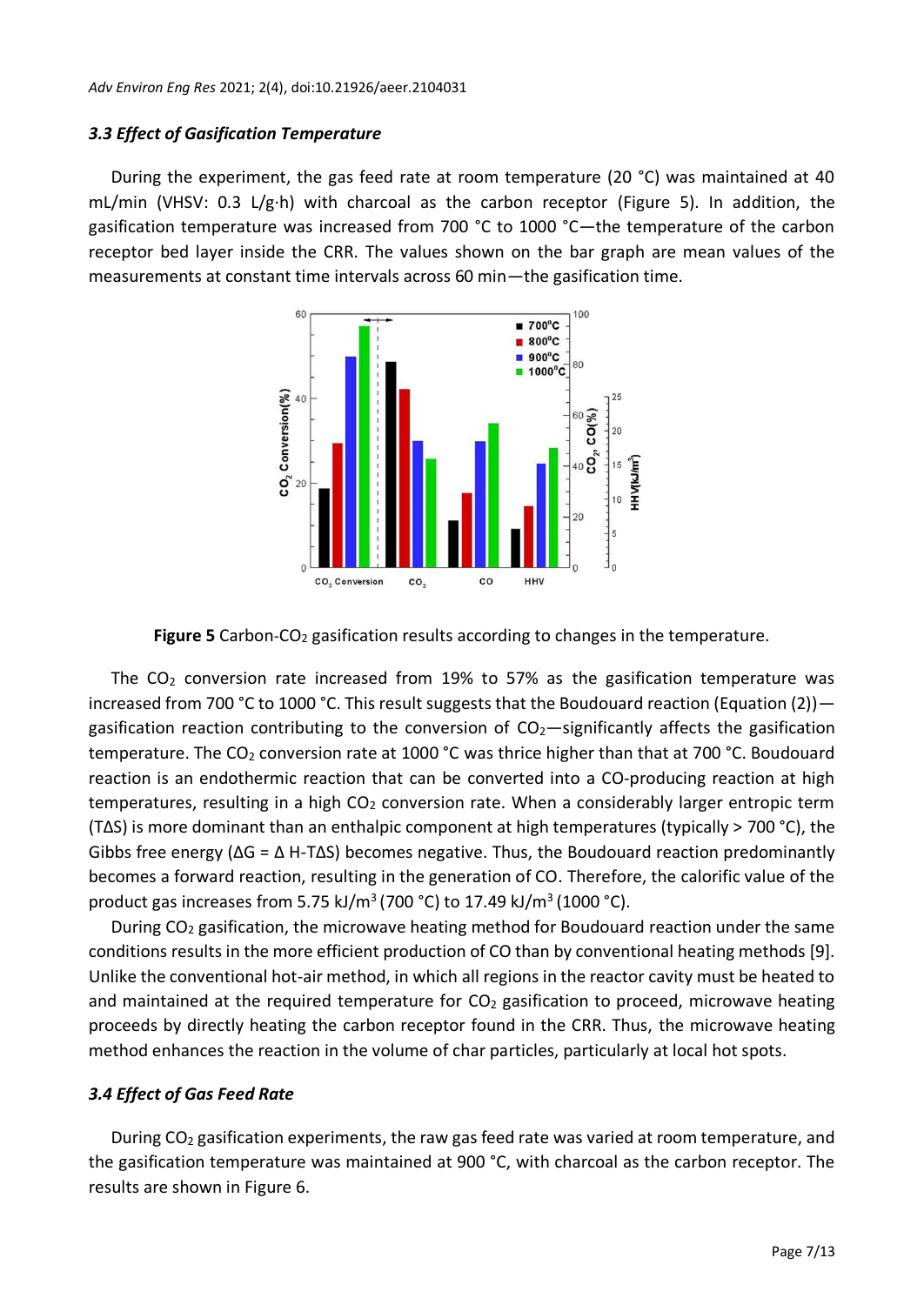### *3.3 Effect of Gasification Temperature*

During the experiment, the gas feed rate at room temperature (20 °C) was maintained at 40 mL/min (VHSV: 0.3 L/g·h) with charcoal as the carbon receptor (Figure 5). In addition, the gasification temperature was increased from 700 °C to 1000 °C—the temperature of the carbon receptor bed layer inside the CRR. The values shown on the bar graph are mean values of the measurements at constant time intervals across 60 min—the gasification time.

**Figure 5** Carbon-$CO_2$ gasification results according to changes in the temperature.

The $CO_2$ conversion rate increased from 19% to 57% as the gasification temperature was increased from 700 °C to 1000 °C. This result suggests that the Boudouard reaction (Equation (2))—gasification reaction contributing to the conversion of $CO_2$—significantly affects the gasification temperature. The $CO_2$ conversion rate at 1000 °C was thrice higher than that at 700 °C. Boudouard reaction is an endothermic reaction that can be converted into a CO-producing reaction at high temperatures, resulting in a high $CO_2$ conversion rate. When a considerably larger entropic term ($T\Delta S$) is more dominant than an enthalpic component at high temperatures (typically > 700 °C), the Gibbs free energy ($\Delta G = \Delta H - T\Delta S$) becomes negative. Thus, the Boudouard reaction predominantly becomes a forward reaction, resulting in the generation of CO. Therefore, the calorific value of the product gas increases from 5.75 kJ/m$^3$ (700 °C) to 17.49 kJ/m$^3$ (1000 °C).

During $CO_2$ gasification, the microwave heating method for Boudouard reaction under the same conditions results in the more efficient production of CO than by conventional heating methods [9]. Unlike the conventional hot-air method, in which all regions in the reactor cavity must be heated to and maintained at the required temperature for $CO_2$ gasification to proceed, microwave heating proceeds by directly heating the carbon receptor found in the CRR. Thus, the microwave heating method enhances the reaction in the volume of char particles, particularly at local hot spots.

### *3.4 Effect of Gas Feed Rate*

During $CO_2$ gasification experiments, the raw gas feed rate was varied at room temperature, and the gasification temperature was maintained at 900 °C, with charcoal as the carbon receptor. The results are shown in Figure 6.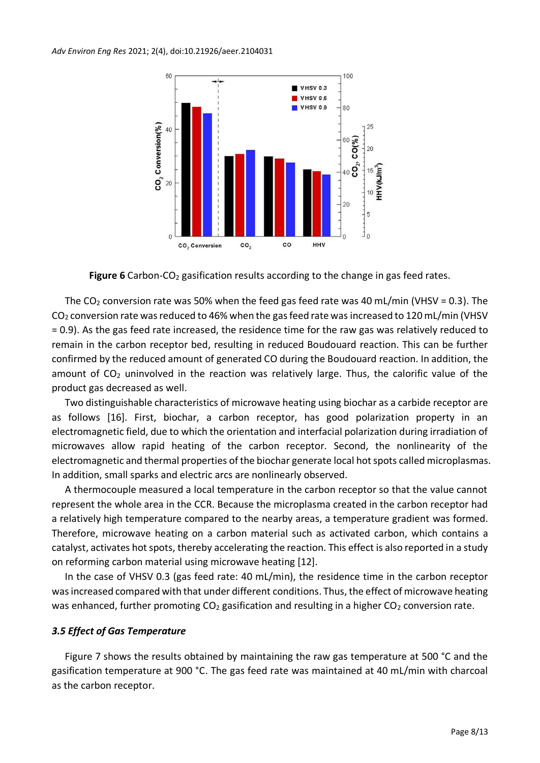**Figure 6** Carbon-$CO_2$ gasification results according to the change in gas feed rates.

The $CO_2$ conversion rate was 50% when the feed gas feed rate was 40 mL/min (VHSV = 0.3). The $CO_2$ conversion rate was reduced to 46% when the gas feed rate was increased to 120 mL/min (VHSV = 0.9). As the gas feed rate increased, the residence time for the raw gas was relatively reduced to remain in the carbon receptor bed, resulting in reduced Boudouard reaction. This can be further confirmed by the reduced amount of generated CO during the Boudouard reaction. In addition, the amount of $CO_2$ uninvolved in the reaction was relatively large. Thus, the calorific value of the product gas decreased as well.

Two distinguishable characteristics of microwave heating using biochar as a carbide receptor are as follows [16]. First, biochar, a carbon receptor, has good polarization property in an electromagnetic field, due to which the orientation and interfacial polarization during irradiation of microwaves allow rapid heating of the carbon receptor. Second, the nonlinearity of the electromagnetic and thermal properties of the biochar generate local hot spots called microplasmas. In addition, small sparks and electric arcs are nonlinearly observed.

A thermocouple measured a local temperature in the carbon receptor so that the value cannot represent the whole area in the CCR. Because the microplasma created in the carbon receptor had a relatively high temperature compared to the nearby areas, a temperature gradient was formed. Therefore, microwave heating on a carbon material such as activated carbon, which contains a catalyst, activates hot spots, thereby accelerating the reaction. This effect is also reported in a study on reforming carbon material using microwave heating [12].

In the case of VHSV 0.3 (gas feed rate: 40 mL/min), the residence time in the carbon receptor was increased compared with that under different conditions. Thus, the effect of microwave heating was enhanced, further promoting $CO_2$ gasification and resulting in a higher $CO_2$ conversion rate.

### *3.5 Effect of Gas Temperature*

Figure 7 shows the results obtained by maintaining the raw gas temperature at 500 °C and the gasification temperature at 900 °C. The gas feed rate was maintained at 40 mL/min with charcoal as the carbon receptor.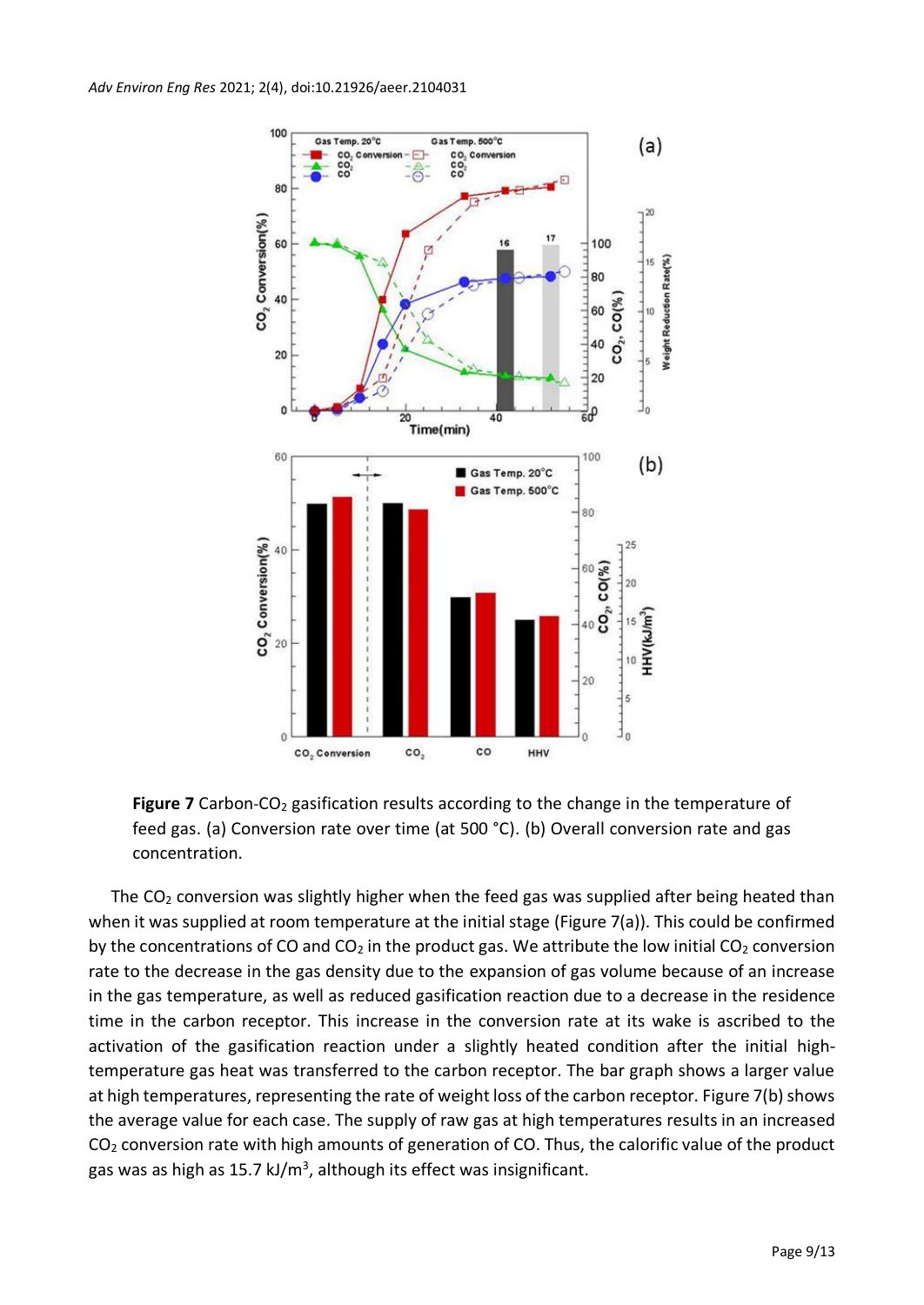**Figure 7** Carbon-$CO_2$ gasification results according to the change in the temperature of feed gas. (a) Conversion rate over time (at 500 °C). (b) Overall conversion rate and gas concentration.

The $CO_2$ conversion was slightly higher when the feed gas was supplied after being heated than when it was supplied at room temperature at the initial stage (Figure 7(a)). This could be confirmed by the concentrations of CO and $CO_2$ in the product gas. We attribute the low initial $CO_2$ conversion rate to the decrease in the gas density due to the expansion of gas volume because of an increase in the gas temperature, as well as reduced gasification reaction due to a decrease in the residence time in the carbon receptor. This increase in the conversion rate at its wake is ascribed to the activation of the gasification reaction under a slightly heated condition after the initial high-temperature gas heat was transferred to the carbon receptor. The bar graph shows a larger value at high temperatures, representing the rate of weight loss of the carbon receptor. Figure 7(b) shows the average value for each case. The supply of raw gas at high temperatures results in an increased $CO_2$ conversion rate with high amounts of generation of CO. Thus, the calorific value of the product gas was as high as 15.7 kJ/m$^3$, although its effect was insignificant.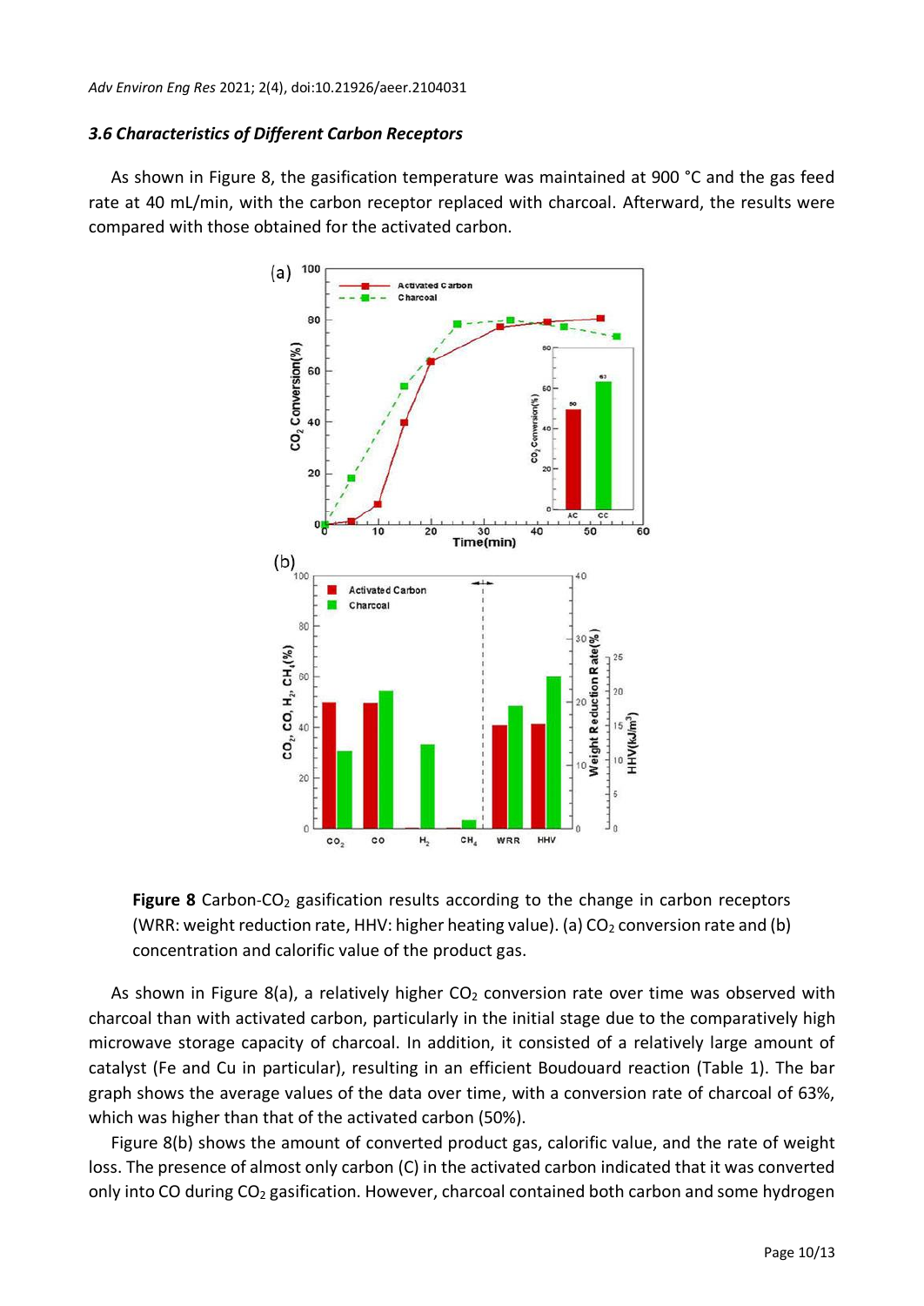### 3.6 Characteristics of Different Carbon Receptors

As shown in Figure 8, the gasification temperature was maintained at 900 °C and the gas feed rate at 40 mL/min, with the carbon receptor replaced with charcoal. Afterward, the results were compared with those obtained for the activated carbon.

**Figure 8** Carbon-$CO_2$ gasification results according to the change in carbon receptors (WRR: weight reduction rate, HHV: higher heating value). (a) $CO_2$ conversion rate and (b) concentration and calorific value of the product gas.

As shown in Figure 8(a), a relatively higher $CO_2$ conversion rate over time was observed with charcoal than with activated carbon, particularly in the initial stage due to the comparatively high microwave storage capacity of charcoal. In addition, it consisted of a relatively large amount of catalyst (Fe and Cu in particular), resulting in an efficient Boudouard reaction (Table 1). The bar graph shows the average values of the data over time, with a conversion rate of charcoal of 63%, which was higher than that of the activated carbon (50%).

Figure 8(b) shows the amount of converted product gas, calorific value, and the rate of weight loss. The presence of almost only carbon (C) in the activated carbon indicated that it was converted only into CO during $CO_2$ gasification. However, charcoal contained both carbon and some hydrogen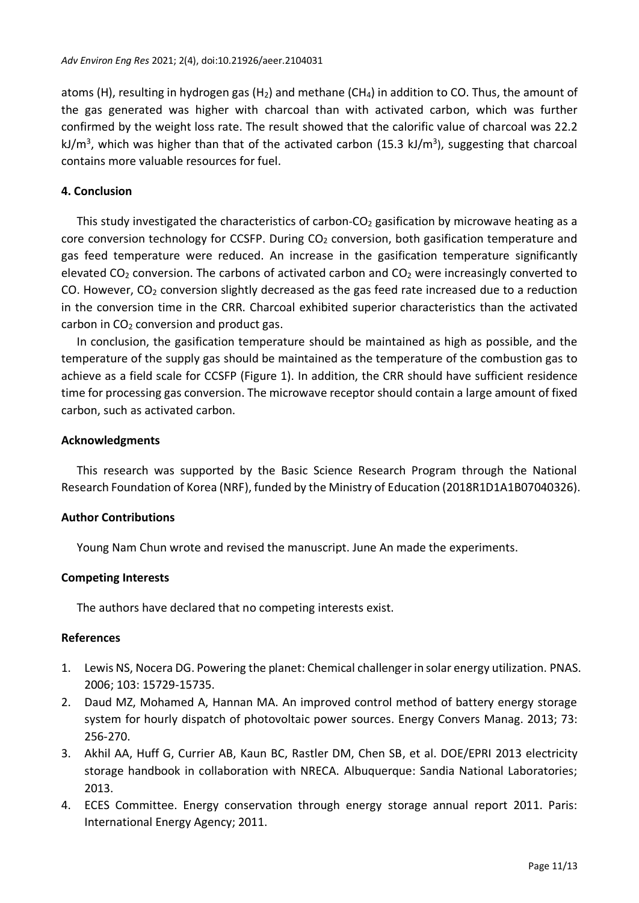atoms (H), resulting in hydrogen gas ($H_2$) and methane ($CH_4$) in addition to CO. Thus, the amount of the gas generated was higher with charcoal than with activated carbon, which was further confirmed by the weight loss rate. The result showed that the calorific value of charcoal was 22.2 $kJ/m^3$, which was higher than that of the activated carbon (15.3 $kJ/m^3$), suggesting that charcoal contains more valuable resources for fuel.

## 4. Conclusion

This study investigated the characteristics of carbon-$CO_2$ gasification by microwave heating as a core conversion technology for CCSFP. During $CO_2$ conversion, both gasification temperature and gas feed temperature were reduced. An increase in the gasification temperature significantly elevated $CO_2$ conversion. The carbons of activated carbon and $CO_2$ were increasingly converted to CO. However, $CO_2$ conversion slightly decreased as the gas feed rate increased due to a reduction in the conversion time in the CRR. Charcoal exhibited superior characteristics than the activated carbon in $CO_2$ conversion and product gas.

In conclusion, the gasification temperature should be maintained as high as possible, and the temperature of the supply gas should be maintained as the temperature of the combustion gas to achieve as a field scale for CCSFP (Figure 1). In addition, the CRR should have sufficient residence time for processing gas conversion. The microwave receptor should contain a large amount of fixed carbon, such as activated carbon.

## Acknowledgments

This research was supported by the Basic Science Research Program through the National Research Foundation of Korea (NRF), funded by the Ministry of Education (2018R1D1A1B07040326).

## Author Contributions

Young Nam Chun wrote and revised the manuscript. June An made the experiments.

## Competing Interests

The authors have declared that no competing interests exist.

## References

1. Lewis NS, Nocera DG. Powering the planet: Chemical challenger in solar energy utilization. PNAS. 2006; 103: 15729-15735.
2. Daud MZ, Mohamed A, Hannan MA. An improved control method of battery energy storage system for hourly dispatch of photovoltaic power sources. Energy Convers Manag. 2013; 73: 256-270.
3. Akhil AA, Huff G, Currier AB, Kaun BC, Rastler DM, Chen SB, et al. DOE/EPRI 2013 electricity storage handbook in collaboration with NRECA. Albuquerque: Sandia National Laboratories; 2013.
4. ECES Committee. Energy conservation through energy storage annual report 2011. Paris: International Energy Agency; 2011.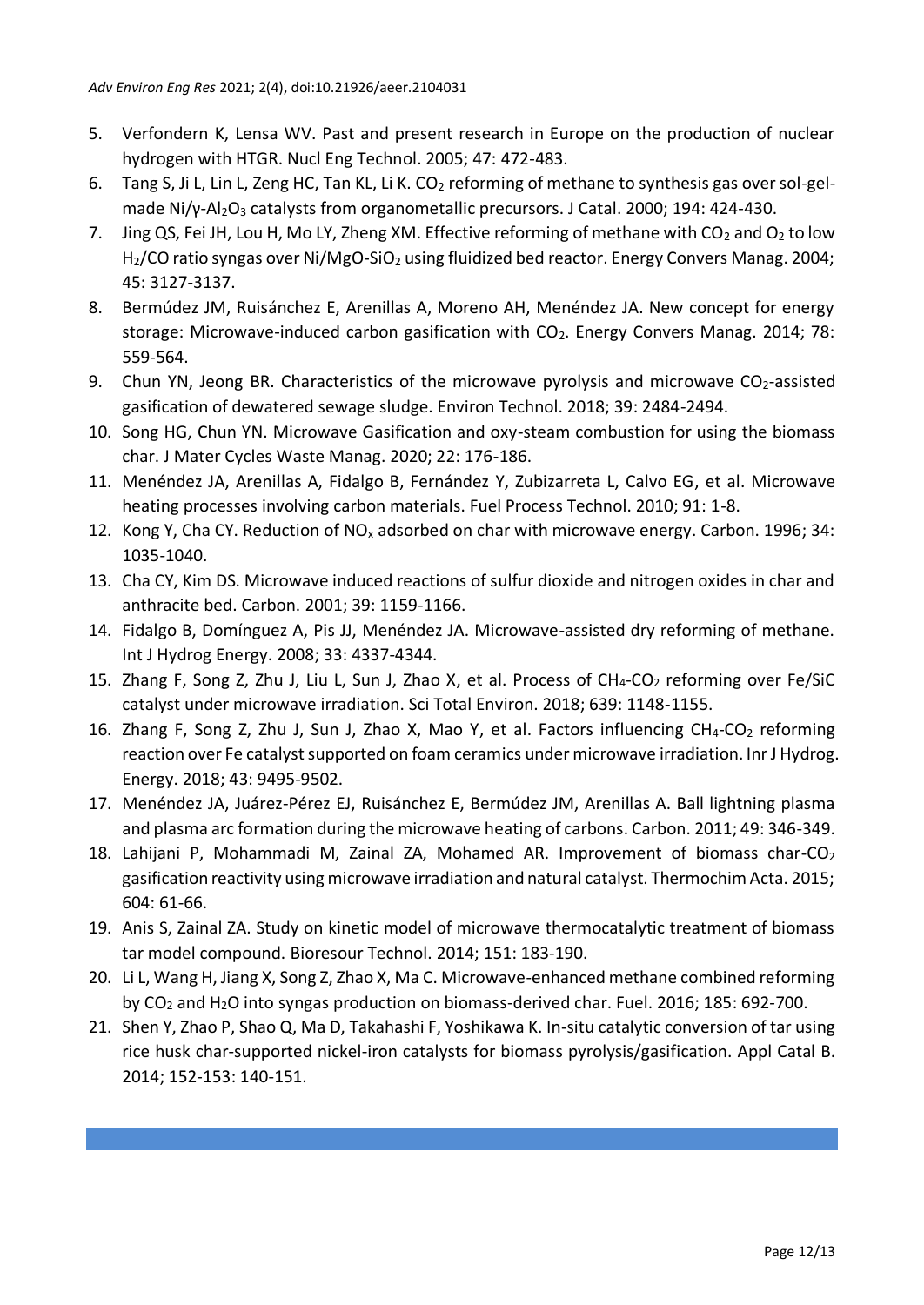5. Verfondern K, Lensa WV. Past and present research in Europe on the production of nuclear hydrogen with HTGR. Nucl Eng Technol. 2005; 47: 472-483.
6. Tang S, Ji L, Lin L, Zeng HC, Tan KL, Li K. $CO_2$ reforming of methane to synthesis gas over sol-gel-made Ni/γ-$Al_2O_3$ catalysts from organometallic precursors. J Catal. 2000; 194: 424-430.
7. Jing QS, Fei JH, Lou H, Mo LY, Zheng XM. Effective reforming of methane with $CO_2$ and $O_2$ to low $H_2$/CO ratio syngas over Ni/MgO-$SiO_2$ using fluidized bed reactor. Energy Convers Manag. 2004; 45: 3127-3137.
8. Bermúdez JM, Ruisánchez E, Arenillas A, Moreno AH, Menéndez JA. New concept for energy storage: Microwave-induced carbon gasification with $CO_2$. Energy Convers Manag. 2014; 78: 559-564.
9. Chun YN, Jeong BR. Characteristics of the microwave pyrolysis and microwave $CO_2$-assisted gasification of dewatered sewage sludge. Environ Technol. 2018; 39: 2484-2494.
10. Song HG, Chun YN. Microwave Gasification and oxy-steam combustion for using the biomass char. J Mater Cycles Waste Manag. 2020; 22: 176-186.
11. Menéndez JA, Arenillas A, Fidalgo B, Fernández Y, Zubizarreta L, Calvo EG, et al. Microwave heating processes involving carbon materials. Fuel Process Technol. 2010; 91: 1-8.
12. Kong Y, Cha CY. Reduction of $NO_x$ adsorbed on char with microwave energy. Carbon. 1996; 34: 1035-1040.
13. Cha CY, Kim DS. Microwave induced reactions of sulfur dioxide and nitrogen oxides in char and anthracite bed. Carbon. 2001; 39: 1159-1166.
14. Fidalgo B, Domínguez A, Pis JJ, Menéndez JA. Microwave-assisted dry reforming of methane. Int J Hydrog Energy. 2008; 33: 4337-4344.
15. Zhang F, Song Z, Zhu J, Liu L, Sun J, Zhao X, et al. Process of $CH_4$-$CO_2$ reforming over Fe/SiC catalyst under microwave irradiation. Sci Total Environ. 2018; 639: 1148-1155.
16. Zhang F, Song Z, Zhu J, Sun J, Zhao X, Mao Y, et al. Factors influencing $CH_4$-$CO_2$ reforming reaction over Fe catalyst supported on foam ceramics under microwave irradiation. Inr J Hydrog. Energy. 2018; 43: 9495-9502.
17. Menéndez JA, Juárez-Pérez EJ, Ruisánchez E, Bermúdez JM, Arenillas A. Ball lightning plasma and plasma arc formation during the microwave heating of carbons. Carbon. 2011; 49: 346-349.
18. Lahijani P, Mohammadi M, Zainal ZA, Mohamed AR. Improvement of biomass char-$CO_2$ gasification reactivity using microwave irradiation and natural catalyst. Thermochim Acta. 2015; 604: 61-66.
19. Anis S, Zainal ZA. Study on kinetic model of microwave thermocatalytic treatment of biomass tar model compound. Bioresour Technol. 2014; 151: 183-190.
20. Li L, Wang H, Jiang X, Song Z, Zhao X, Ma C. Microwave-enhanced methane combined reforming by $CO_2$ and $H_2O$ into syngas production on biomass-derived char. Fuel. 2016; 185: 692-700.
21. Shen Y, Zhao P, Shao Q, Ma D, Takahashi F, Yoshikawa K. In-situ catalytic conversion of tar using rice husk char-supported nickel-iron catalysts for biomass pyrolysis/gasification. Appl Catal B. 2014; 152-153: 140-151.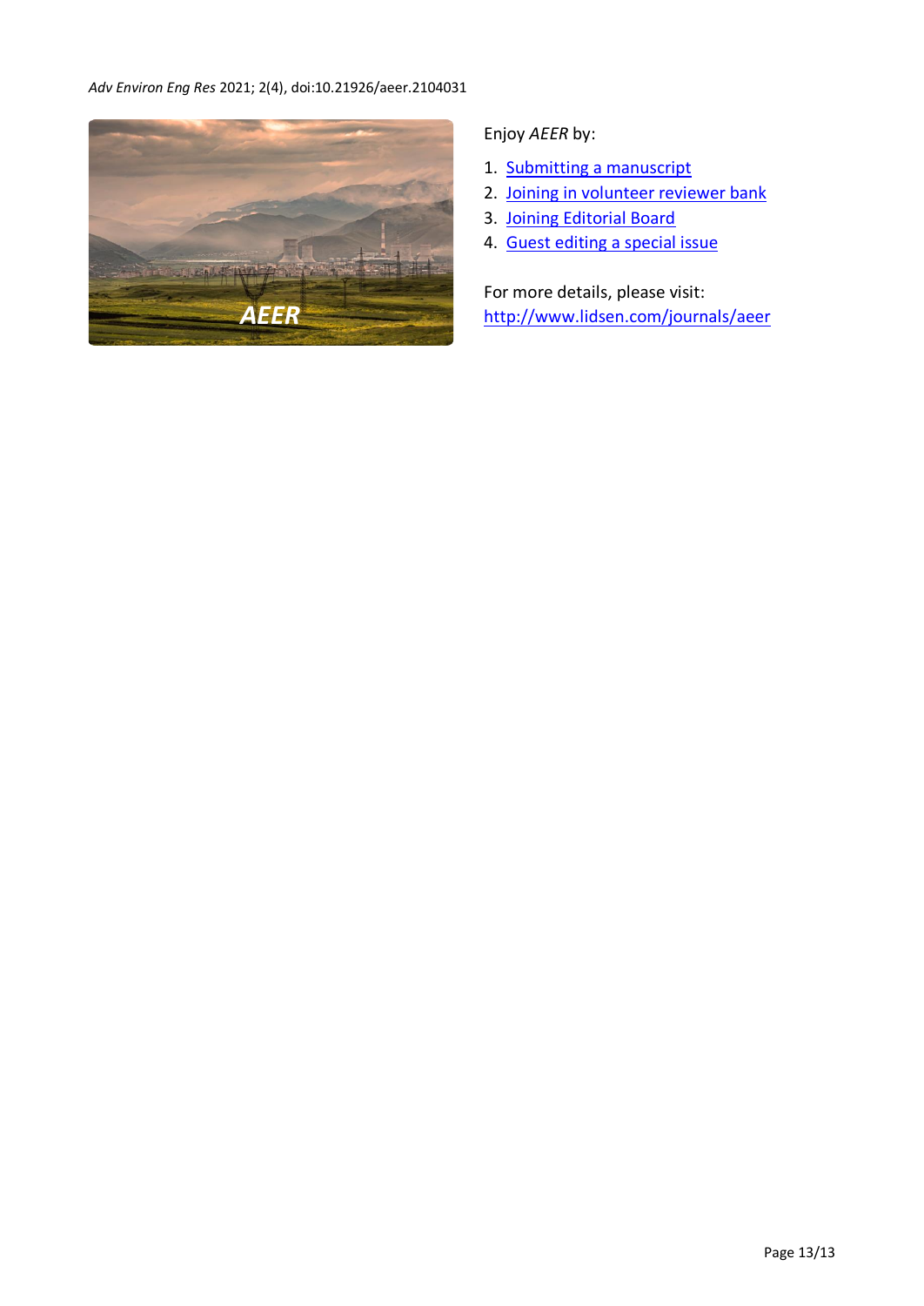Enjoy *AEER* by:

1. Submitting a manuscript
2. Joining in volunteer reviewer bank
3. Joining Editorial Board
4. Guest editing a special issue

For more details, please visit:
http://www.lidsen.com/journals/aeer